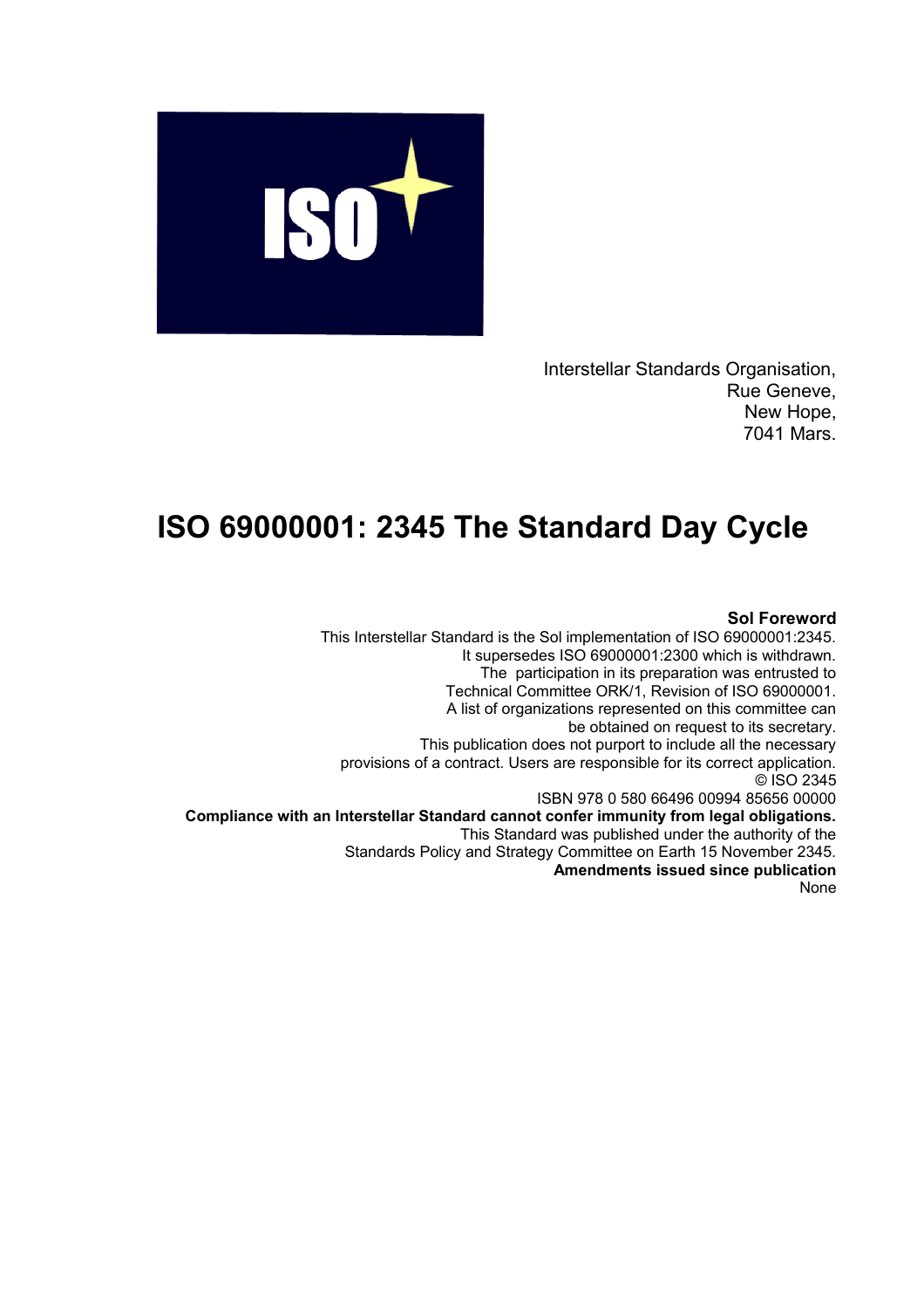Interstellar Standards Organisation,
Rue Geneve,
New Hope,
7041 Mars.

# ISO 69000001: 2345 The Standard Day Cycle

**Sol Foreword**

This Interstellar Standard is the Sol implementation of ISO 69000001:2345.
It supersedes ISO 69000001:2300 which is withdrawn.
The participation in its preparation was entrusted to
Technical Committee ORK/1, Revision of ISO 69000001.
A list of organizations represented on this committee can
be obtained on request to its secretary.
This publication does not purport to include all the necessary
provisions of a contract. Users are responsible for its correct application.
© ISO 2345
ISBN 978 0 580 66496 00994 85656 00000

**Compliance with an Interstellar Standard cannot confer immunity from legal obligations.**

This Standard was published under the authority of the
Standards Policy and Strategy Committee on Earth 15 November 2345.

**Amendments issued since publication**

None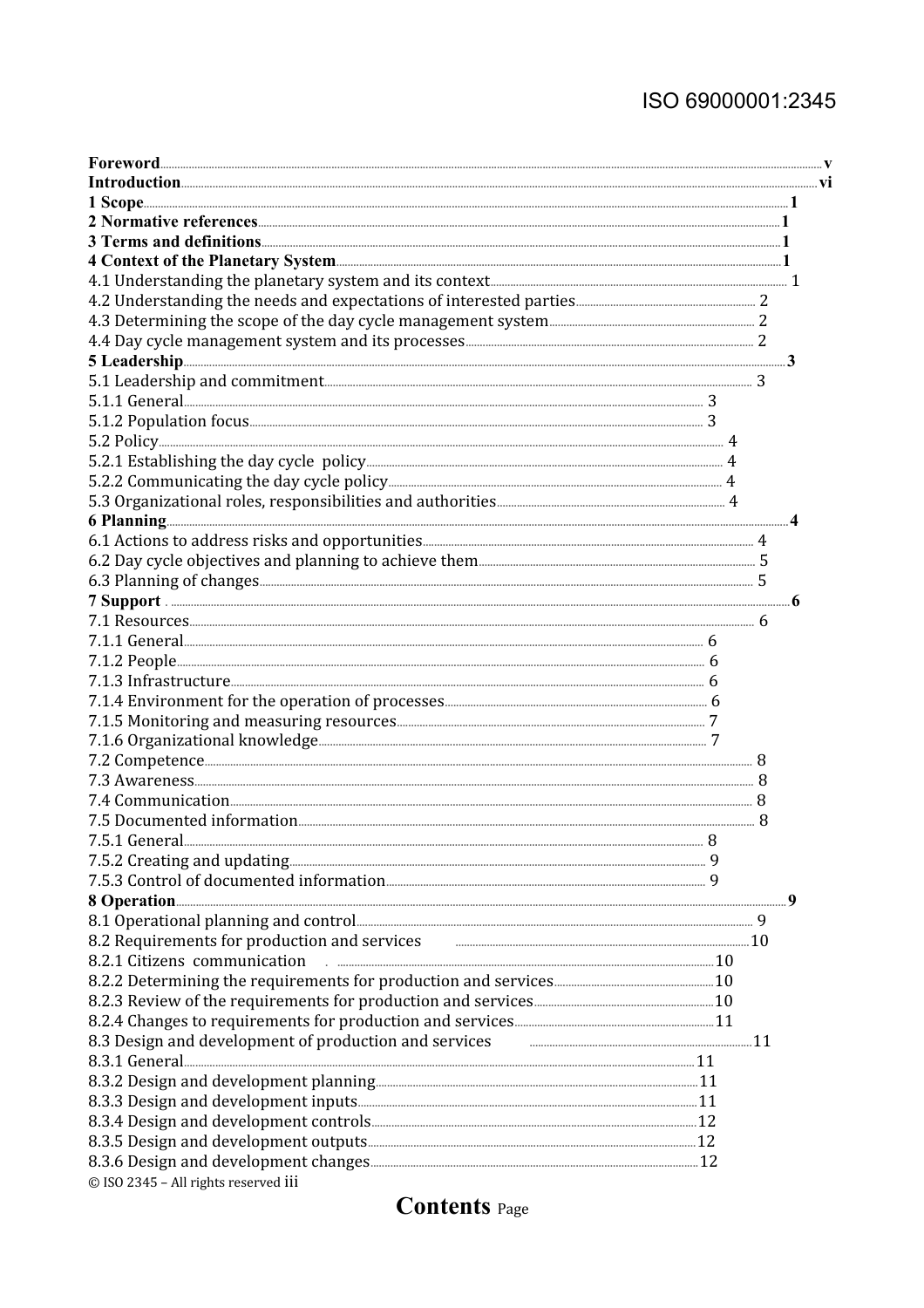# Contents

| | Page |
|---|---|
| **Foreword** | **v** |
| **Introduction** | **vi** |
| **1 Scope** | **1** |
| **2 Normative references** | **1** |
| **3 Terms and definitions** | **1** |
| **4 Context of the Planetary System** | **1** |
| 4.1 Understanding the planetary system and its context | 1 |
| 4.2 Understanding the needs and expectations of interested parties | 2 |
| 4.3 Determining the scope of the day cycle management system | 2 |
| 4.4 Day cycle management system and its processes | 2 |
| **5 Leadership** | **3** |
| 5.1 Leadership and commitment | 3 |
| 5.1.1 General | 3 |
| 5.1.2 Population focus | 3 |
| 5.2 Policy | 4 |
| 5.2.1 Establishing the day cycle policy | 4 |
| 5.2.2 Communicating the day cycle policy | 4 |
| 5.3 Organizational roles, responsibilities and authorities | 4 |
| **6 Planning** | **4** |
| 6.1 Actions to address risks and opportunities | 4 |
| 6.2 Day cycle objectives and planning to achieve them | 5 |
| 6.3 Planning of changes | 5 |
| **7 Support** | **6** |
| 7.1 Resources | 6 |
| 7.1.1 General | 6 |
| 7.1.2 People | 6 |
| 7.1.3 Infrastructure | 6 |
| 7.1.4 Environment for the operation of processes | 6 |
| 7.1.5 Monitoring and measuring resources | 7 |
| 7.1.6 Organizational knowledge | 7 |
| 7.2 Competence | 8 |
| 7.3 Awareness | 8 |
| 7.4 Communication | 8 |
| 7.5 Documented information | 8 |
| 7.5.1 General | 8 |
| 7.5.2 Creating and updating | 9 |
| 7.5.3 Control of documented information | 9 |
| **8 Operation** | **9** |
| 8.1 Operational planning and control | 9 |
| 8.2 Requirements for production and services | 10 |
| 8.2.1 Citizens communication | 10 |
| 8.2.2 Determining the requirements for production and services | 10 |
| 8.2.3 Review of the requirements for production and services | 10 |
| 8.2.4 Changes to requirements for production and services | 11 |
| 8.3 Design and development of production and services | 11 |
| 8.3.1 General | 11 |
| 8.3.2 Design and development planning | 11 |
| 8.3.3 Design and development inputs | 11 |
| 8.3.4 Design and development controls | 12 |
| 8.3.5 Design and development outputs | 12 |
| 8.3.6 Design and development changes | 12 |

© ISO 2345 – All rights reserved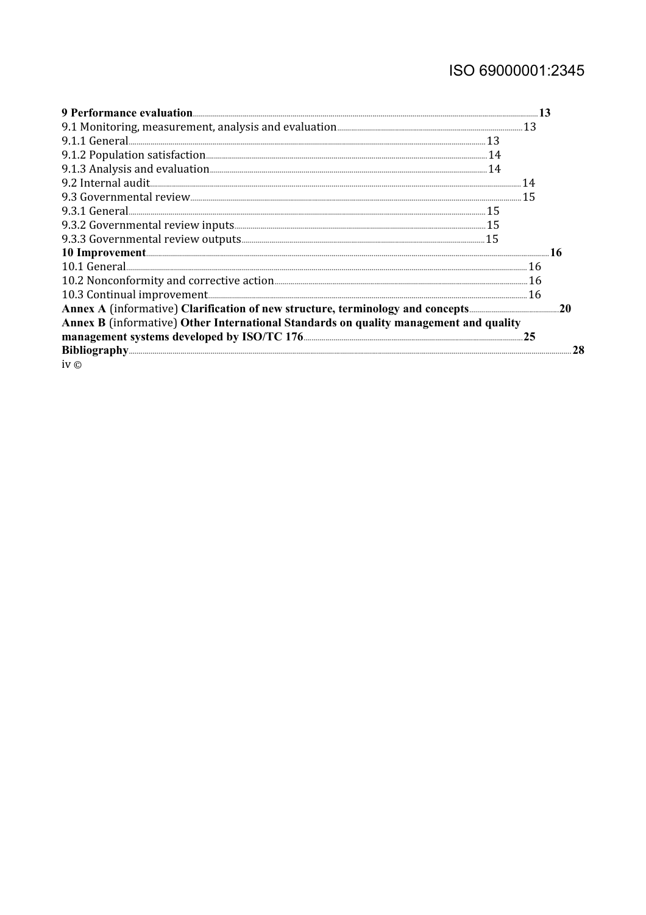**9 Performance evaluation** 13

9.1 Monitoring, measurement, analysis and evaluation 13

9.1.1 General 13

9.1.2 Population satisfaction 14

9.1.3 Analysis and evaluation 14

9.2 Internal audit 14

9.3 Governmental review 15

9.3.1 General 15

9.3.2 Governmental review inputs 15

9.3.3 Governmental review outputs 15

**10 Improvement** 16

10.1 General 16

10.2 Nonconformity and corrective action 16

10.3 Continual improvement 16

**Annex A** (informative) **Clarification of new structure, terminology and concepts** 20

**Annex B** (informative) **Other International Standards on quality management and quality management systems developed by ISO/TC 176** 25

**Bibliography** 28